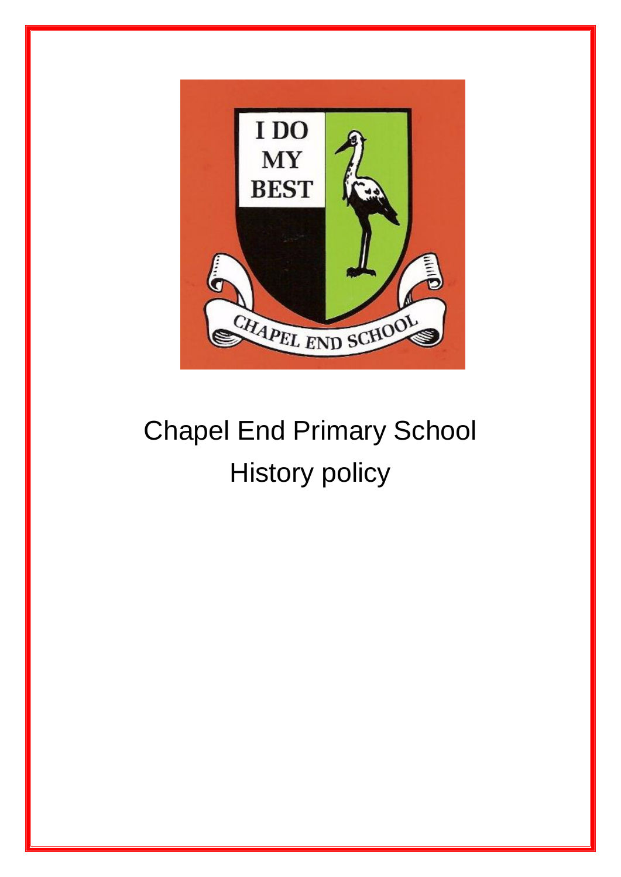# Chapel End Primary School

## History policy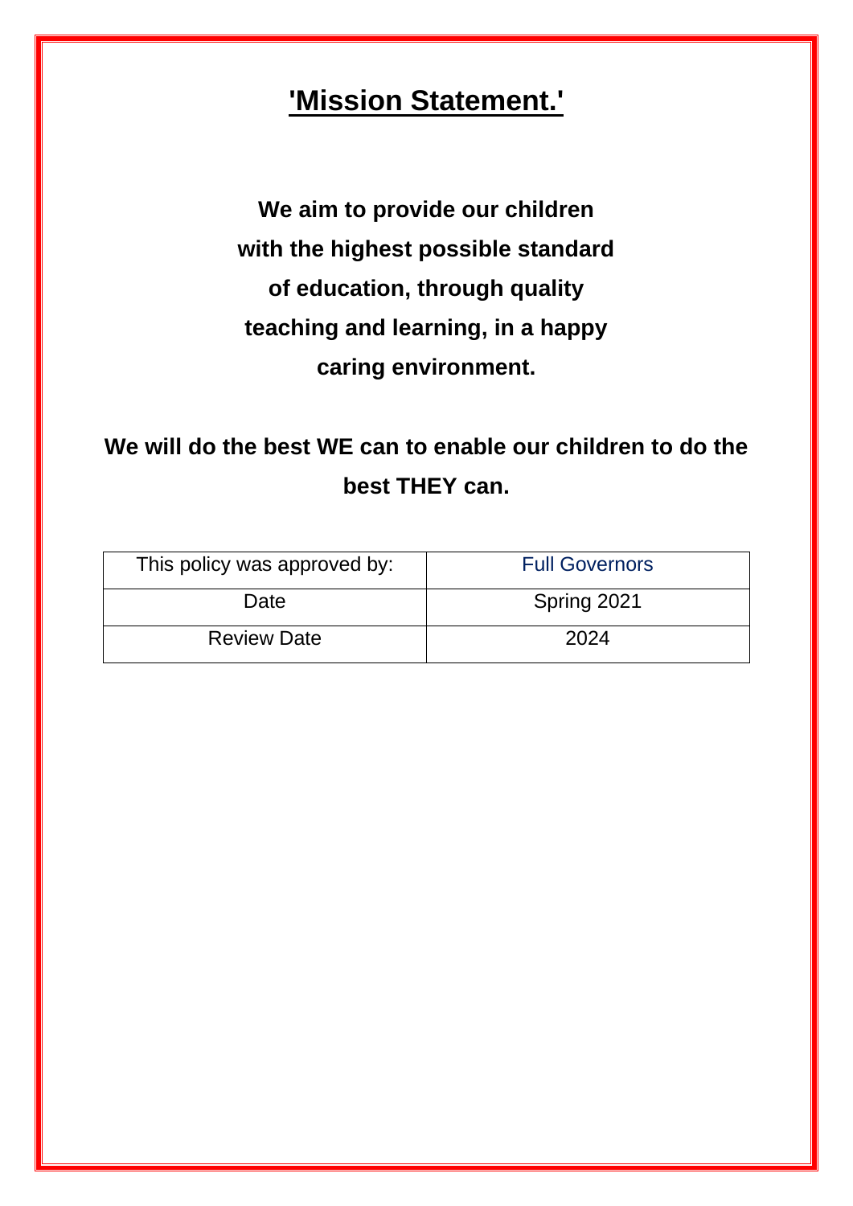# 'Mission Statement.'

**We aim to provide our children with the highest possible standard of education, through quality teaching and learning, in a happy caring environment.**

**We will do the best WE can to enable our children to do the best THEY can.**

| This policy was approved by: | Full Governors |
| --- | --- |
| Date | Spring 2021 |
| Review Date | 2024 |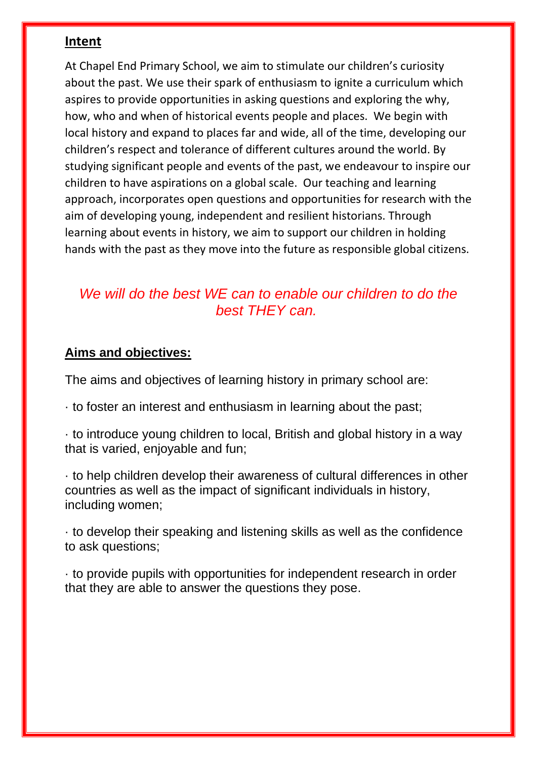## Intent

At Chapel End Primary School, we aim to stimulate our children's curiosity about the past. We use their spark of enthusiasm to ignite a curriculum which aspires to provide opportunities in asking questions and exploring the why, how, who and when of historical events people and places. We begin with local history and expand to places far and wide, all of the time, developing our children's respect and tolerance of different cultures around the world. By studying significant people and events of the past, we endeavour to inspire our children to have aspirations on a global scale. Our teaching and learning approach, incorporates open questions and opportunities for research with the aim of developing young, independent and resilient historians. Through learning about events in history, we aim to support our children in holding hands with the past as they move into the future as responsible global citizens.

*We will do the best WE can to enable our children to do the best THEY can.*

## Aims and objectives:

The aims and objectives of learning history in primary school are:

- to foster an interest and enthusiasm in learning about the past;
- to introduce young children to local, British and global history in a way that is varied, enjoyable and fun;
- to help children develop their awareness of cultural differences in other countries as well as the impact of significant individuals in history, including women;
- to develop their speaking and listening skills as well as the confidence to ask questions;
- to provide pupils with opportunities for independent research in order that they are able to answer the questions they pose.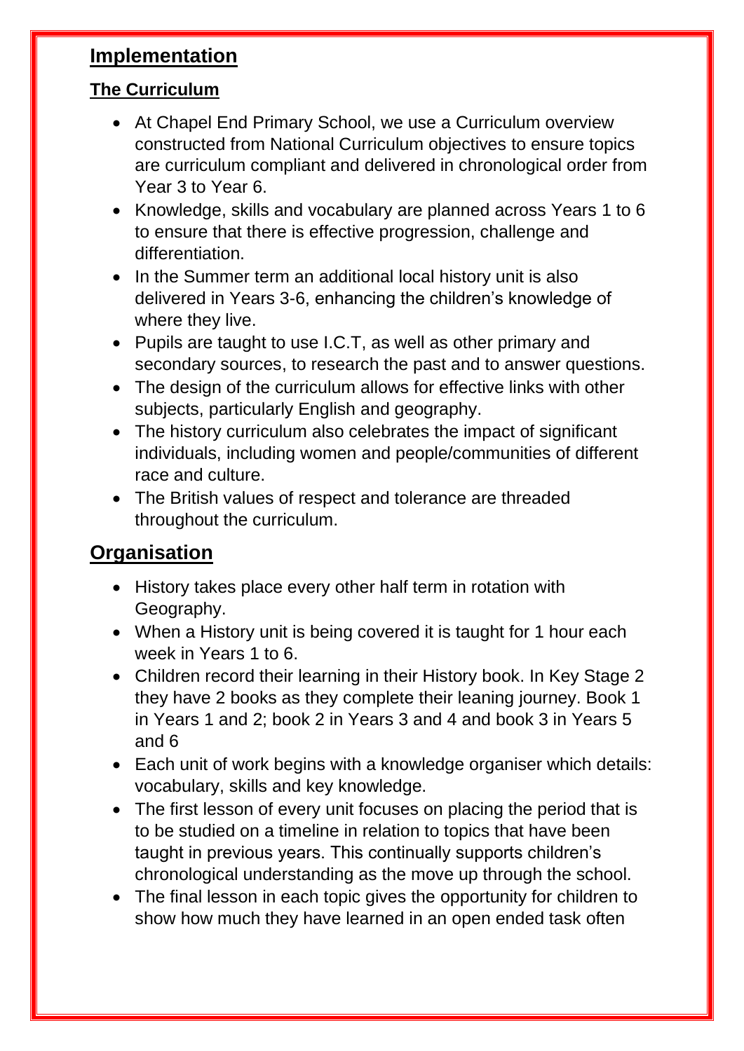## Implementation

### The Curriculum

- At Chapel End Primary School, we use a Curriculum overview constructed from National Curriculum objectives to ensure topics are curriculum compliant and delivered in chronological order from Year 3 to Year 6.
- Knowledge, skills and vocabulary are planned across Years 1 to 6 to ensure that there is effective progression, challenge and differentiation.
- In the Summer term an additional local history unit is also delivered in Years 3-6, enhancing the children's knowledge of where they live.
- Pupils are taught to use I.C.T, as well as other primary and secondary sources, to research the past and to answer questions.
- The design of the curriculum allows for effective links with other subjects, particularly English and geography.
- The history curriculum also celebrates the impact of significant individuals, including women and people/communities of different race and culture.
- The British values of respect and tolerance are threaded throughout the curriculum.

## Organisation

- History takes place every other half term in rotation with Geography.
- When a History unit is being covered it is taught for 1 hour each week in Years 1 to 6.
- Children record their learning in their History book. In Key Stage 2 they have 2 books as they complete their leaning journey. Book 1 in Years 1 and 2; book 2 in Years 3 and 4 and book 3 in Years 5 and 6
- Each unit of work begins with a knowledge organiser which details: vocabulary, skills and key knowledge.
- The first lesson of every unit focuses on placing the period that is to be studied on a timeline in relation to topics that have been taught in previous years. This continually supports children's chronological understanding as the move up through the school.
- The final lesson in each topic gives the opportunity for children to show how much they have learned in an open ended task often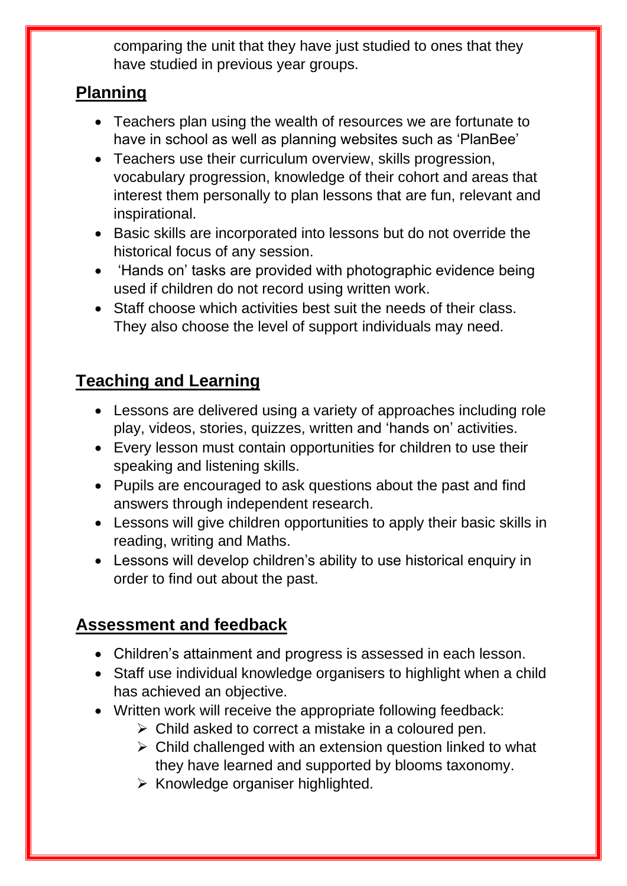comparing the unit that they have just studied to ones that they have studied in previous year groups.

## Planning

- Teachers plan using the wealth of resources we are fortunate to have in school as well as planning websites such as 'PlanBee'
- Teachers use their curriculum overview, skills progression, vocabulary progression, knowledge of their cohort and areas that interest them personally to plan lessons that are fun, relevant and inspirational.
- Basic skills are incorporated into lessons but do not override the historical focus of any session.
- 'Hands on' tasks are provided with photographic evidence being used if children do not record using written work.
- Staff choose which activities best suit the needs of their class. They also choose the level of support individuals may need.

## Teaching and Learning

- Lessons are delivered using a variety of approaches including role play, videos, stories, quizzes, written and 'hands on' activities.
- Every lesson must contain opportunities for children to use their speaking and listening skills.
- Pupils are encouraged to ask questions about the past and find answers through independent research.
- Lessons will give children opportunities to apply their basic skills in reading, writing and Maths.
- Lessons will develop children's ability to use historical enquiry in order to find out about the past.

## Assessment and feedback

- Children's attainment and progress is assessed in each lesson.
- Staff use individual knowledge organisers to highlight when a child has achieved an objective.
- Written work will receive the appropriate following feedback:
  - Child asked to correct a mistake in a coloured pen.
  - Child challenged with an extension question linked to what they have learned and supported by blooms taxonomy.
  - Knowledge organiser highlighted.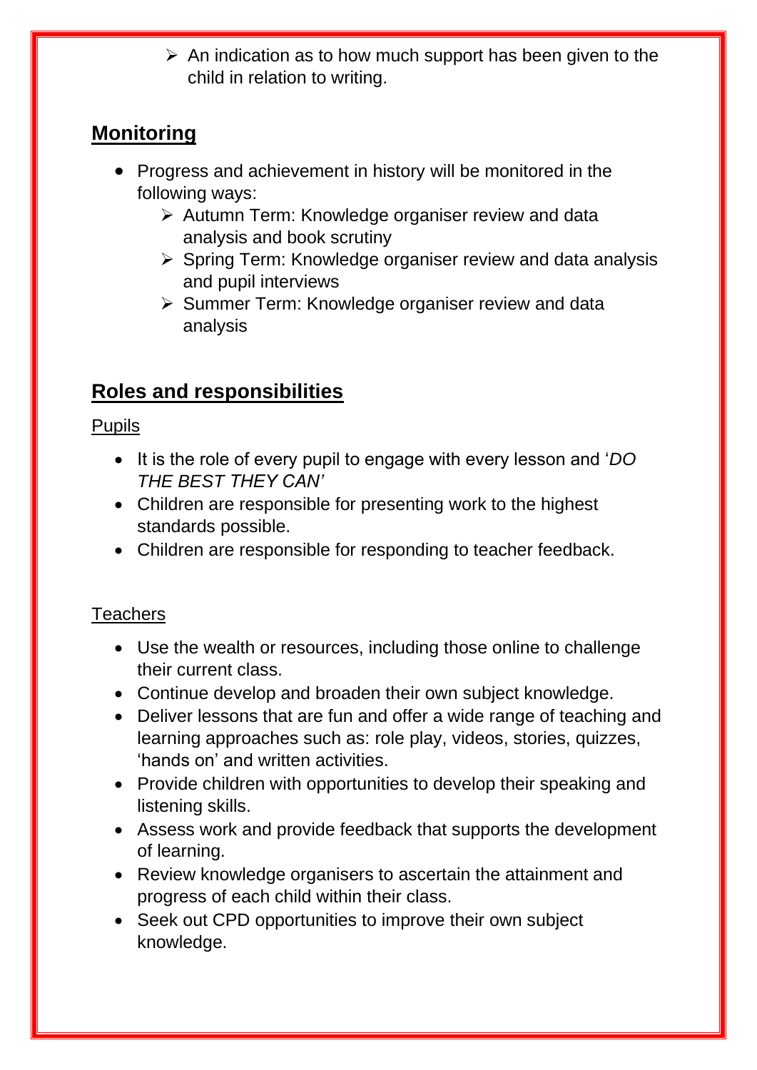- An indication as to how much support has been given to the child in relation to writing.

## Monitoring

- Progress and achievement in history will be monitored in the following ways:
    - Autumn Term: Knowledge organiser review and data analysis and book scrutiny
    - Spring Term: Knowledge organiser review and data analysis and pupil interviews
    - Summer Term: Knowledge organiser review and data analysis

## Roles and responsibilities

Pupils

- It is the role of every pupil to engage with every lesson and '*DO THE BEST THEY CAN'*
- Children are responsible for presenting work to the highest standards possible.
- Children are responsible for responding to teacher feedback.

Teachers

- Use the wealth or resources, including those online to challenge their current class.
- Continue develop and broaden their own subject knowledge.
- Deliver lessons that are fun and offer a wide range of teaching and learning approaches such as: role play, videos, stories, quizzes, 'hands on' and written activities.
- Provide children with opportunities to develop their speaking and listening skills.
- Assess work and provide feedback that supports the development of learning.
- Review knowledge organisers to ascertain the attainment and progress of each child within their class.
- Seek out CPD opportunities to improve their own subject knowledge.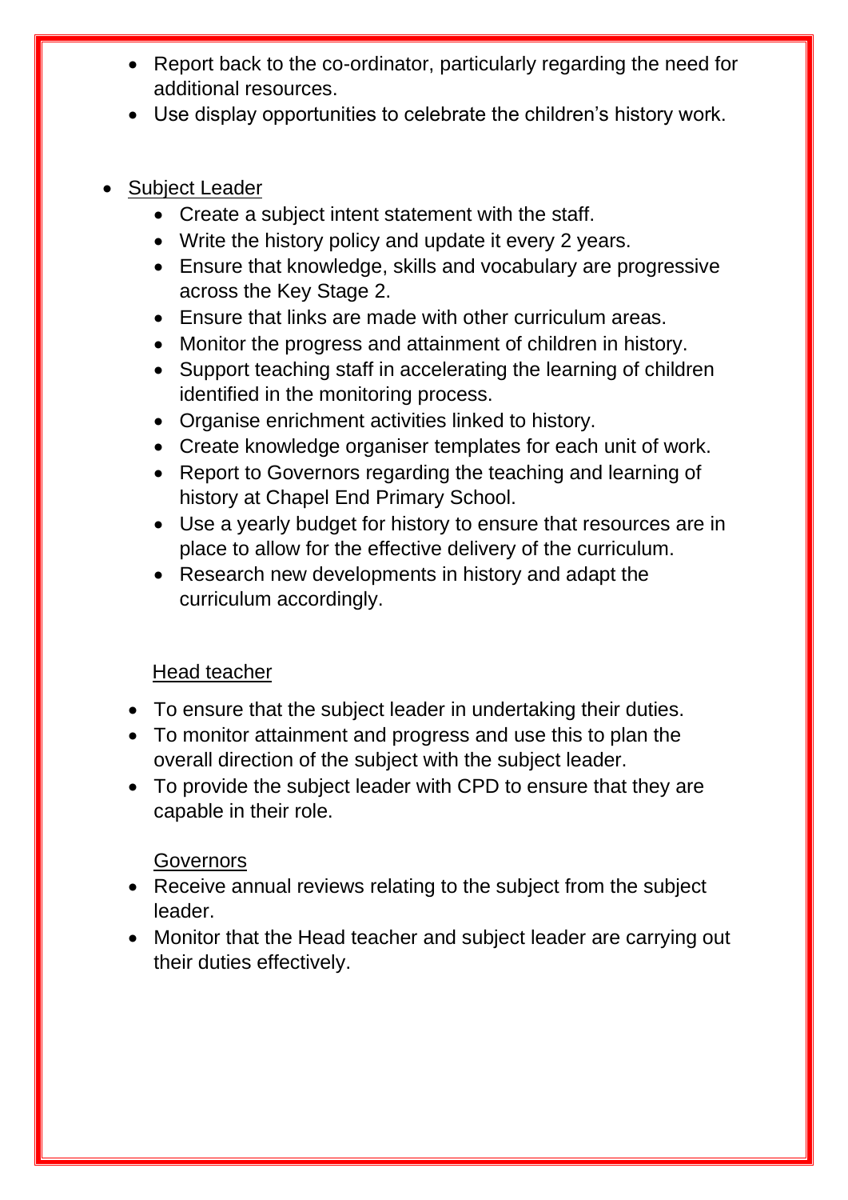- Report back to the co-ordinator, particularly regarding the need for additional resources.
- Use display opportunities to celebrate the children's history work.

- Subject Leader
  - Create a subject intent statement with the staff.
  - Write the history policy and update it every 2 years.
  - Ensure that knowledge, skills and vocabulary are progressive across the Key Stage 2.
  - Ensure that links are made with other curriculum areas.
  - Monitor the progress and attainment of children in history.
  - Support teaching staff in accelerating the learning of children identified in the monitoring process.
  - Organise enrichment activities linked to history.
  - Create knowledge organiser templates for each unit of work.
  - Report to Governors regarding the teaching and learning of history at Chapel End Primary School.
  - Use a yearly budget for history to ensure that resources are in place to allow for the effective delivery of the curriculum.
  - Research new developments in history and adapt the curriculum accordingly.

Head teacher

- To ensure that the subject leader in undertaking their duties.
- To monitor attainment and progress and use this to plan the overall direction of the subject with the subject leader.
- To provide the subject leader with CPD to ensure that they are capable in their role.

Governors

- Receive annual reviews relating to the subject from the subject leader.
- Monitor that the Head teacher and subject leader are carrying out their duties effectively.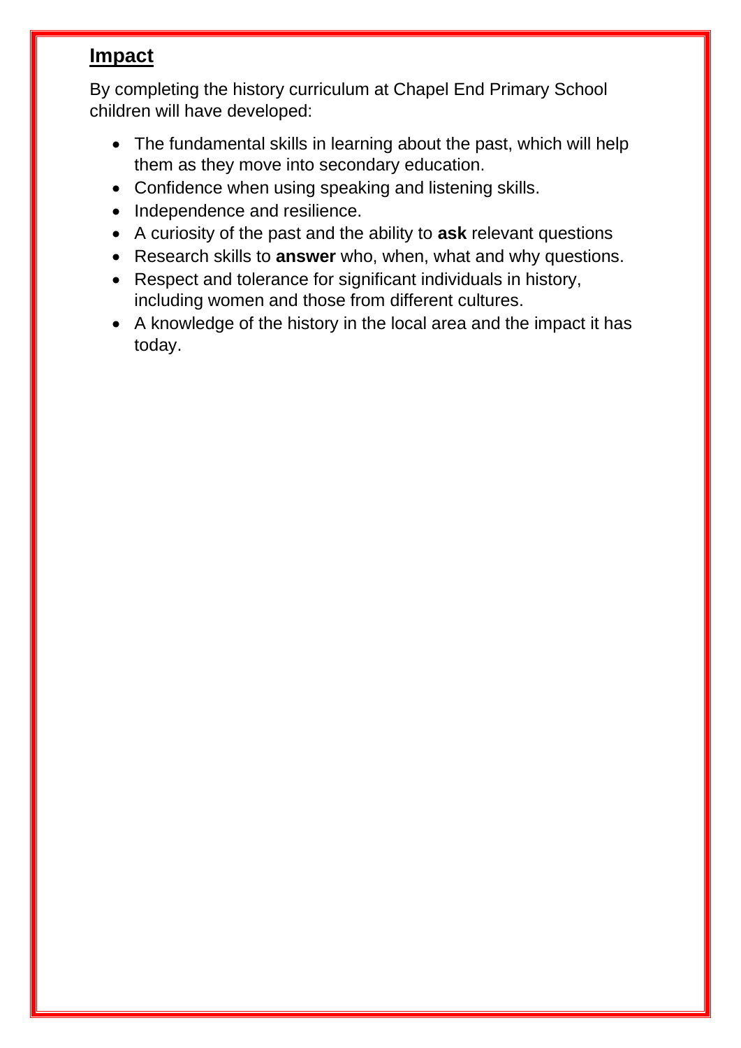## Impact

By completing the history curriculum at Chapel End Primary School children will have developed:

- The fundamental skills in learning about the past, which will help them as they move into secondary education.
- Confidence when using speaking and listening skills.
- Independence and resilience.
- A curiosity of the past and the ability to **ask** relevant questions
- Research skills to **answer** who, when, what and why questions.
- Respect and tolerance for significant individuals in history, including women and those from different cultures.
- A knowledge of the history in the local area and the impact it has today.